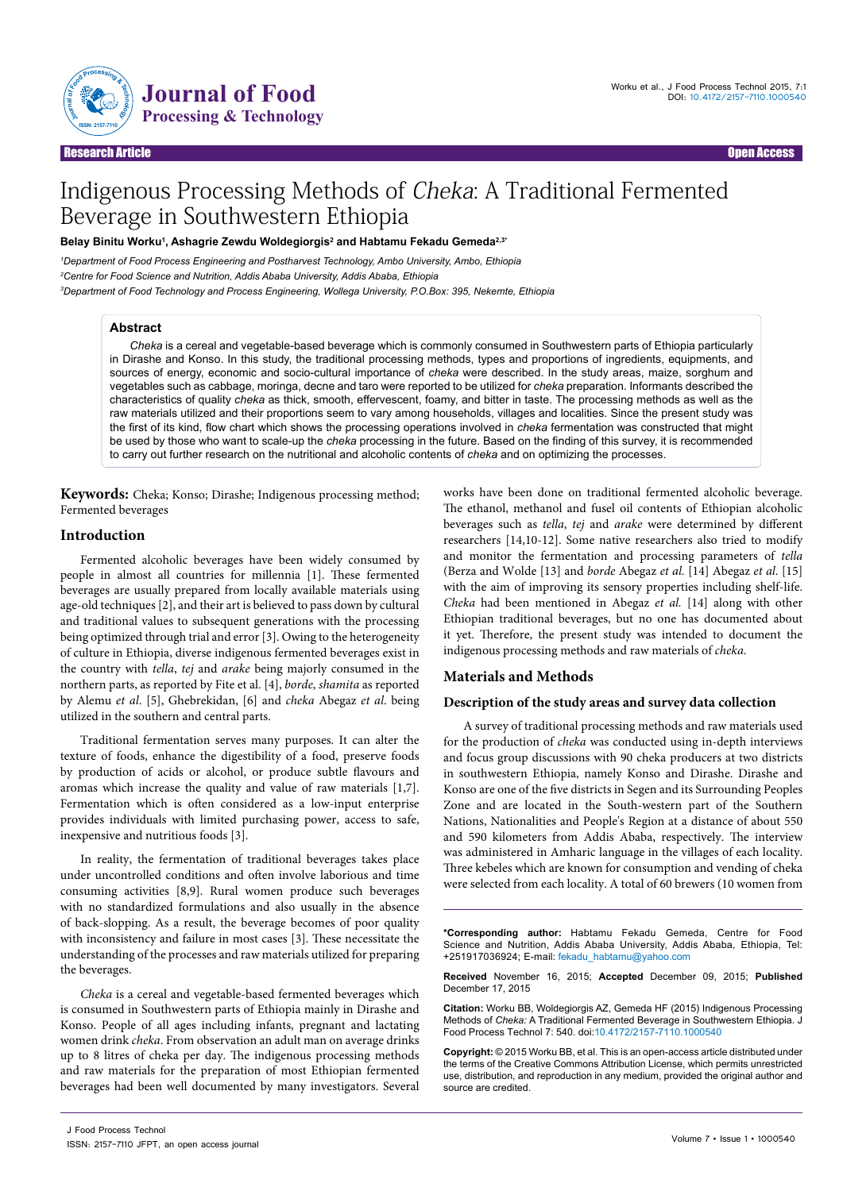Research Article | Open Access

# Indigenous Processing Methods of *Cheka*: A Traditional Fermented Beverage in Southwestern Ethiopia

**Belay Binitu Worku[1], Ashagrie Zewdu Woldegiorgis[2] and Habtamu Fekadu Gemeda[2,3*]**

[1]*Department of Food Process Engineering and Postharvest Technology, Ambo University, Ambo, Ethiopia*

[2]*Centre for Food Science and Nutrition, Addis Ababa University, Addis Ababa, Ethiopia*

[3]*Department of Food Technology and Process Engineering, Wollega University, P.O.Box: 395, Nekemte, Ethiopia*

## Abstract

*Cheka* is a cereal and vegetable-based beverage which is commonly consumed in Southwestern parts of Ethiopia particularly in Dirashe and Konso. In this study, the traditional processing methods, types and proportions of ingredients, equipments, and sources of energy, economic and socio-cultural importance of *cheka* were described. In the study areas, maize, sorghum and vegetables such as cabbage, moringa, decne and taro were reported to be utilized for *cheka* preparation. Informants described the characteristics of quality *cheka* as thick, smooth, effervescent, foamy, and bitter in taste. The processing methods as well as the raw materials utilized and their proportions seem to vary among households, villages and localities. Since the present study was the first of its kind, flow chart which shows the processing operations involved in *cheka* fermentation was constructed that might be used by those who want to scale-up the *cheka* processing in the future. Based on the finding of this survey, it is recommended to carry out further research on the nutritional and alcoholic contents of *cheka* and on optimizing the processes.

**Keywords:** Cheka; Konso; Dirashe; Indigenous processing method; Fermented beverages

## Introduction

Fermented alcoholic beverages have been widely consumed by people in almost all countries for millennia [1]. These fermented beverages are usually prepared from locally available materials using age-old techniques [2], and their art is believed to pass down by cultural and traditional values to subsequent generations with the processing being optimized through trial and error [3]. Owing to the heterogeneity of culture in Ethiopia, diverse indigenous fermented beverages exist in the country with *tella*, *tej* and *arake* being majorly consumed in the northern parts, as reported by Fite et al. [4], *borde*, *shamita* as reported by Alemu *et al*. [5], Ghebrekidan, [6] and *cheka* Abegaz *et al*. being utilized in the southern and central parts.

Traditional fermentation serves many purposes. It can alter the texture of foods, enhance the digestibility of a food, preserve foods by production of acids or alcohol, or produce subtle flavours and aromas which increase the quality and value of raw materials [1,7]. Fermentation which is often considered as a low-input enterprise provides individuals with limited purchasing power, access to safe, inexpensive and nutritious foods [3].

In reality, the fermentation of traditional beverages takes place under uncontrolled conditions and often involve laborious and time consuming activities [8,9]. Rural women produce such beverages with no standardized formulations and also usually in the absence of back-slopping. As a result, the beverage becomes of poor quality with inconsistency and failure in most cases [3]. These necessitate the understanding of the processes and raw materials utilized for preparing the beverages.

*Cheka* is a cereal and vegetable-based fermented beverages which is consumed in Southwestern parts of Ethiopia mainly in Dirashe and Konso. People of all ages including infants, pregnant and lactating women drink *cheka*. From observation an adult man on average drinks up to 8 litres of cheka per day. The indigenous processing methods and raw materials for the preparation of most Ethiopian fermented beverages had been well documented by many investigators. Several works have been done on traditional fermented alcoholic beverage. The ethanol, methanol and fusel oil contents of Ethiopian alcoholic beverages such as *tella*, *tej* and *arake* were determined by different researchers [14,10-12]. Some native researchers also tried to modify and monitor the fermentation and processing parameters of *tella* (Berza and Wolde [13] and *borde* Abegaz *et al.* [14] Abegaz *et al*. [15] with the aim of improving its sensory properties including shelf-life. *Cheka* had been mentioned in Abegaz *et al.* [14] along with other Ethiopian traditional beverages, but no one has documented about it yet. Therefore, the present study was intended to document the indigenous processing methods and raw materials of *cheka.*

## Materials and Methods

### Description of the study areas and survey data collection

A survey of traditional processing methods and raw materials used for the production of *cheka* was conducted using in-depth interviews and focus group discussions with 90 cheka producers at two districts in southwestern Ethiopia, namely Konso and Dirashe. Dirashe and Konso are one of the five districts in Segen and its Surrounding Peoples Zone and are located in the South-western part of the Southern Nations, Nationalities and People's Region at a distance of about 550 and 590 kilometers from Addis Ababa, respectively. The interview was administered in Amharic language in the villages of each locality. Three kebeles which are known for consumption and vending of cheka were selected from each locality. A total of 60 brewers (10 women from

---

**\*Corresponding author:** Habtamu Fekadu Gemeda, Centre for Food Science and Nutrition, Addis Ababa University, Addis Ababa, Ethiopia, Tel: +251917036924; E-mail: fekadu_habtamu@yahoo.com

**Received** November 16, 2015; **Accepted** December 09, 2015; **Published** December 17, 2015

**Citation:** Worku BB, Woldegiorgis AZ, Gemeda HF (2015) Indigenous Processing Methods of *Cheka:* A Traditional Fermented Beverage in Southwestern Ethiopia. J Food Process Technol 7: 540. doi:10.4172/2157-7110.1000540

**Copyright:** © 2015 Worku BB, et al. This is an open-access article distributed under the terms of the Creative Commons Attribution License, which permits unrestricted use, distribution, and reproduction in any medium, provided the original author and source are credited.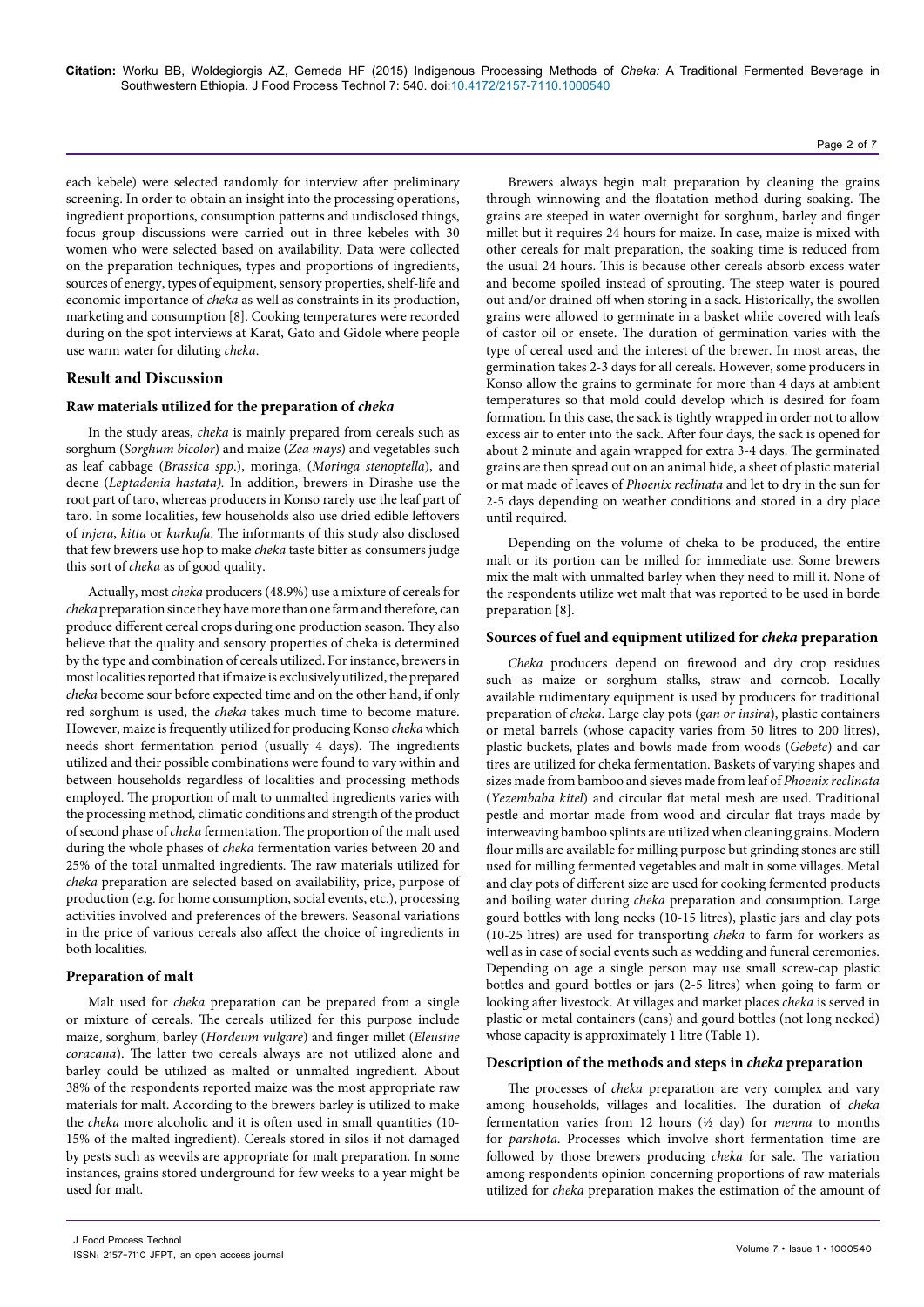each kebele) were selected randomly for interview after preliminary screening. In order to obtain an insight into the processing operations, ingredient proportions, consumption patterns and undisclosed things, focus group discussions were carried out in three kebeles with 30 women who were selected based on availability. Data were collected on the preparation techniques, types and proportions of ingredients, sources of energy, types of equipment, sensory properties, shelf-life and economic importance of *cheka* as well as constraints in its production, marketing and consumption [8]. Cooking temperatures were recorded during on the spot interviews at Karat, Gato and Gidole where people use warm water for diluting *cheka*.

## Result and Discussion

### Raw materials utilized for the preparation of *cheka*

In the study areas, *cheka* is mainly prepared from cereals such as sorghum (*Sorghum bicolor*) and maize (*Zea mays*) and vegetables such as leaf cabbage (*Brassica spp.*), moringa, (*Moringa stenoptella*), and decne (*Leptadenia hastata*). In addition, brewers in Dirashe use the root part of taro, whereas producers in Konso rarely use the leaf part of taro. In some localities, few households also use dried edible leftovers of *injera*, *kitta* or *kurkufa*. The informants of this study also disclosed that few brewers use hop to make *cheka* taste bitter as consumers judge this sort of *cheka* as of good quality.

Actually, most *cheka* producers (48.9%) use a mixture of cereals for *cheka* preparation since they have more than one farm and therefore, can produce different cereal crops during one production season. They also believe that the quality and sensory properties of cheka is determined by the type and combination of cereals utilized. For instance, brewers in most localities reported that if maize is exclusively utilized, the prepared *cheka* become sour before expected time and on the other hand, if only red sorghum is used, the *cheka* takes much time to become mature. However, maize is frequently utilized for producing Konso *cheka* which needs short fermentation period (usually 4 days). The ingredients utilized and their possible combinations were found to vary within and between households regardless of localities and processing methods employed. The proportion of malt to unmalted ingredients varies with the processing method, climatic conditions and strength of the product of second phase of *cheka* fermentation. The proportion of the malt used during the whole phases of *cheka* fermentation varies between 20 and 25% of the total unmalted ingredients. The raw materials utilized for *cheka* preparation are selected based on availability, price, purpose of production (e.g. for home consumption, social events, etc.), processing activities involved and preferences of the brewers. Seasonal variations in the price of various cereals also affect the choice of ingredients in both localities.

### Preparation of malt

Malt used for *cheka* preparation can be prepared from a single or mixture of cereals. The cereals utilized for this purpose include maize, sorghum, barley (*Hordeum vulgare*) and finger millet (*Eleusine coracana*). The latter two cereals always are not utilized alone and barley could be utilized as malted or unmalted ingredient. About 38% of the respondents reported maize was the most appropriate raw materials for malt. According to the brewers barley is utilized to make the *cheka* more alcoholic and it is often used in small quantities (10-15% of the malted ingredient). Cereals stored in silos if not damaged by pests such as weevils are appropriate for malt preparation. In some instances, grains stored underground for few weeks to a year might be used for malt.

Brewers always begin malt preparation by cleaning the grains through winnowing and the floatation method during soaking. The grains are steeped in water overnight for sorghum, barley and finger millet but it requires 24 hours for maize. In case, maize is mixed with other cereals for malt preparation, the soaking time is reduced from the usual 24 hours. This is because other cereals absorb excess water and become spoiled instead of sprouting. The steep water is poured out and/or drained off when storing in a sack. Historically, the swollen grains were allowed to germinate in a basket while covered with leafs of castor oil or ensete. The duration of germination varies with the type of cereal used and the interest of the brewer. In most areas, the germination takes 2-3 days for all cereals. However, some producers in Konso allow the grains to germinate for more than 4 days at ambient temperatures so that mold could develop which is desired for foam formation. In this case, the sack is tightly wrapped in order not to allow excess air to enter into the sack. After four days, the sack is opened for about 2 minute and again wrapped for extra 3-4 days. The germinated grains are then spread out on an animal hide, a sheet of plastic material or mat made of leaves of *Phoenix reclinata* and let to dry in the sun for 2-5 days depending on weather conditions and stored in a dry place until required.

Depending on the volume of cheka to be produced, the entire malt or its portion can be milled for immediate use. Some brewers mix the malt with unmalted barley when they need to mill it. None of the respondents utilize wet malt that was reported to be used in borde preparation [8].

### Sources of fuel and equipment utilized for *cheka* preparation

*Cheka* producers depend on firewood and dry crop residues such as maize or sorghum stalks, straw and corncob. Locally available rudimentary equipment is used by producers for traditional preparation of *cheka*. Large clay pots (*gan or insira*), plastic containers or metal barrels (whose capacity varies from 50 litres to 200 litres), plastic buckets, plates and bowls made from woods (*Gebete*) and car tires are utilized for cheka fermentation. Baskets of varying shapes and sizes made from bamboo and sieves made from leaf of *Phoenix reclinata* (*Yezembaba kitel*) and circular flat metal mesh are used. Traditional pestle and mortar made from wood and circular flat trays made by interweaving bamboo splints are utilized when cleaning grains. Modern flour mills are available for milling purpose but grinding stones are still used for milling fermented vegetables and malt in some villages. Metal and clay pots of different size are used for cooking fermented products and boiling water during *cheka* preparation and consumption. Large gourd bottles with long necks (10-15 litres), plastic jars and clay pots (10-25 litres) are used for transporting *cheka* to farm for workers as well as in case of social events such as wedding and funeral ceremonies. Depending on age a single person may use small screw-cap plastic bottles and gourd bottles or jars (2-5 litres) when going to farm or looking after livestock. At villages and market places *cheka* is served in plastic or metal containers (cans) and gourd bottles (not long necked) whose capacity is approximately 1 litre (Table 1).

### Description of the methods and steps in *cheka* preparation

The processes of *cheka* preparation are very complex and vary among households, villages and localities. The duration of *cheka* fermentation varies from 12 hours (½ day) for *menna* to months for *parshota*. Processes which involve short fermentation time are followed by those brewers producing *cheka* for sale. The variation among respondents opinion concerning proportions of raw materials utilized for *cheka* preparation makes the estimation of the amount of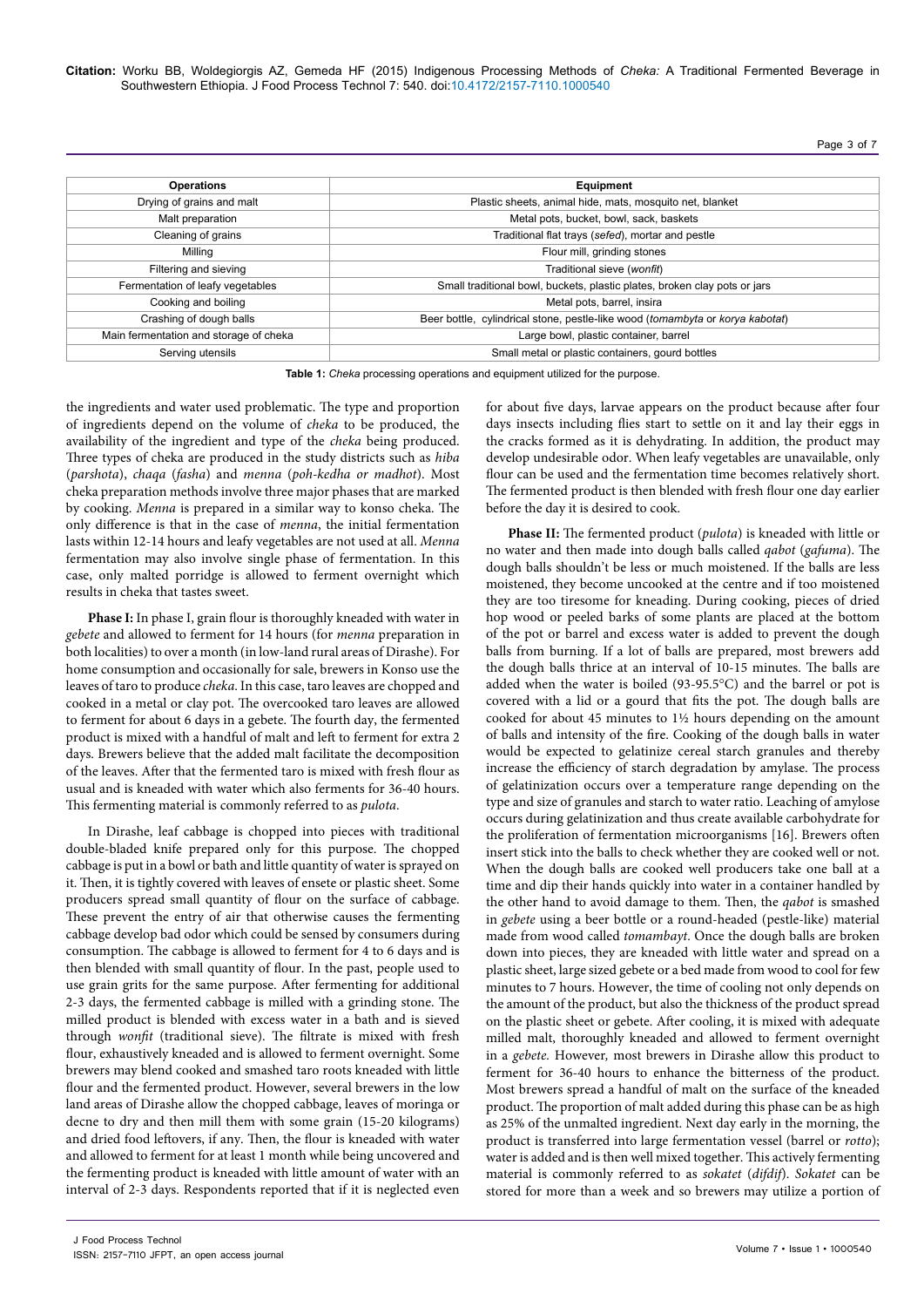| Operations | Equipment |
| --- | --- |
| Drying of grains and malt | Plastic sheets, animal hide, mats, mosquito net, blanket |
| Malt preparation | Metal pots, bucket, bowl, sack, baskets |
| Cleaning of grains | Traditional flat trays (*sefed*), mortar and pestle |
| Milling | Flour mill, grinding stones |
| Filtering and sieving | Traditional sieve (*wonfit*) |
| Fermentation of leafy vegetables | Small traditional bowl, buckets, plastic plates, broken clay pots or jars |
| Cooking and boiling | Metal pots, barrel, insira |
| Crashing of dough balls | Beer bottle, cylindrical stone, pestle-like wood (*tomambyta* or *korya kabotat*) |
| Main fermentation and storage of cheka | Large bowl, plastic container, barrel |
| Serving utensils | Small metal or plastic containers, gourd bottles |

**Table 1:** *Cheka* processing operations and equipment utilized for the purpose.

the ingredients and water used problematic. The type and proportion of ingredients depend on the volume of *cheka* to be produced, the availability of the ingredient and type of the *cheka* being produced. Three types of cheka are produced in the study districts such as *hiba* (*parshota*), *chaqa* (*fasha*) and *menna* (*poh-kedha or madhot*). Most cheka preparation methods involve three major phases that are marked by cooking. *Menna* is prepared in a similar way to konso cheka. The only difference is that in the case of *menna*, the initial fermentation lasts within 12-14 hours and leafy vegetables are not used at all. *Menna* fermentation may also involve single phase of fermentation. In this case, only malted porridge is allowed to ferment overnight which results in cheka that tastes sweet.

**Phase I:** In phase I, grain flour is thoroughly kneaded with water in *gebete* and allowed to ferment for 14 hours (for *menna* preparation in both localities) to over a month (in low-land rural areas of Dirashe). For home consumption and occasionally for sale, brewers in Konso use the leaves of taro to produce *cheka*. In this case, taro leaves are chopped and cooked in a metal or clay pot. The overcooked taro leaves are allowed to ferment for about 6 days in a gebete. The fourth day, the fermented product is mixed with a handful of malt and left to ferment for extra 2 days. Brewers believe that the added malt facilitate the decomposition of the leaves. After that the fermented taro is mixed with fresh flour as usual and is kneaded with water which also ferments for 36-40 hours. This fermenting material is commonly referred to as *pulota*.

In Dirashe, leaf cabbage is chopped into pieces with traditional double-bladed knife prepared only for this purpose. The chopped cabbage is put in a bowl or bath and little quantity of water is sprayed on it. Then, it is tightly covered with leaves of ensete or plastic sheet. Some producers spread small quantity of flour on the surface of cabbage. These prevent the entry of air that otherwise causes the fermenting cabbage develop bad odor which could be sensed by consumers during consumption. The cabbage is allowed to ferment for 4 to 6 days and is then blended with small quantity of flour. In the past, people used to use grain grits for the same purpose. After fermenting for additional 2-3 days, the fermented cabbage is milled with a grinding stone. The milled product is blended with excess water in a bath and is sieved through *wonfit* (traditional sieve). The filtrate is mixed with fresh flour, exhaustively kneaded and is allowed to ferment overnight. Some brewers may blend cooked and smashed taro roots kneaded with little flour and the fermented product. However, several brewers in the low land areas of Dirashe allow the chopped cabbage, leaves of moringa or decne to dry and then mill them with some grain (15-20 kilograms) and dried food leftovers, if any. Then, the flour is kneaded with water and allowed to ferment for at least 1 month while being uncovered and the fermenting product is kneaded with little amount of water with an interval of 2-3 days. Respondents reported that if it is neglected even for about five days, larvae appears on the product because after four days insects including flies start to settle on it and lay their eggs in the cracks formed as it is dehydrating. In addition, the product may develop undesirable odor. When leafy vegetables are unavailable, only flour can be used and the fermentation time becomes relatively short. The fermented product is then blended with fresh flour one day earlier before the day it is desired to cook.

**Phase II:** The fermented product (*pulota*) is kneaded with little or no water and then made into dough balls called *qabot* (*gafuma*). The dough balls shouldn't be less or much moistened. If the balls are less moistened, they become uncooked at the centre and if too moistened they are too tiresome for kneading. During cooking, pieces of dried hop wood or peeled barks of some plants are placed at the bottom of the pot or barrel and excess water is added to prevent the dough balls from burning. If a lot of balls are prepared, most brewers add the dough balls thrice at an interval of 10-15 minutes. The balls are added when the water is boiled (93-95.5°C) and the barrel or pot is covered with a lid or a gourd that fits the pot. The dough balls are cooked for about 45 minutes to 1½ hours depending on the amount of balls and intensity of the fire. Cooking of the dough balls in water would be expected to gelatinize cereal starch granules and thereby increase the efficiency of starch degradation by amylase. The process of gelatinization occurs over a temperature range depending on the type and size of granules and starch to water ratio. Leaching of amylose occurs during gelatinization and thus create available carbohydrate for the proliferation of fermentation microorganisms [16]. Brewers often insert stick into the balls to check whether they are cooked well or not. When the dough balls are cooked well producers take one ball at a time and dip their hands quickly into water in a container handled by the other hand to avoid damage to them. Then, the *qabot* is smashed in *gebete* using a beer bottle or a round-headed (pestle-like) material made from wood called *tomambayt*. Once the dough balls are broken down into pieces, they are kneaded with little water and spread on a plastic sheet, large sized gebete or a bed made from wood to cool for few minutes to 7 hours. However, the time of cooling not only depends on the amount of the product, but also the thickness of the product spread on the plastic sheet or gebete. After cooling, it is mixed with adequate milled malt, thoroughly kneaded and allowed to ferment overnight in a *gebete.* However, most brewers in Dirashe allow this product to ferment for 36-40 hours to enhance the bitterness of the product. Most brewers spread a handful of malt on the surface of the kneaded product. The proportion of malt added during this phase can be as high as 25% of the unmalted ingredient. Next day early in the morning, the product is transferred into large fermentation vessel (barrel or *rotto*); water is added and is then well mixed together. This actively fermenting material is commonly referred to as *sokatet* (*difdif*). *Sokatet* can be stored for more than a week and so brewers may utilize a portion of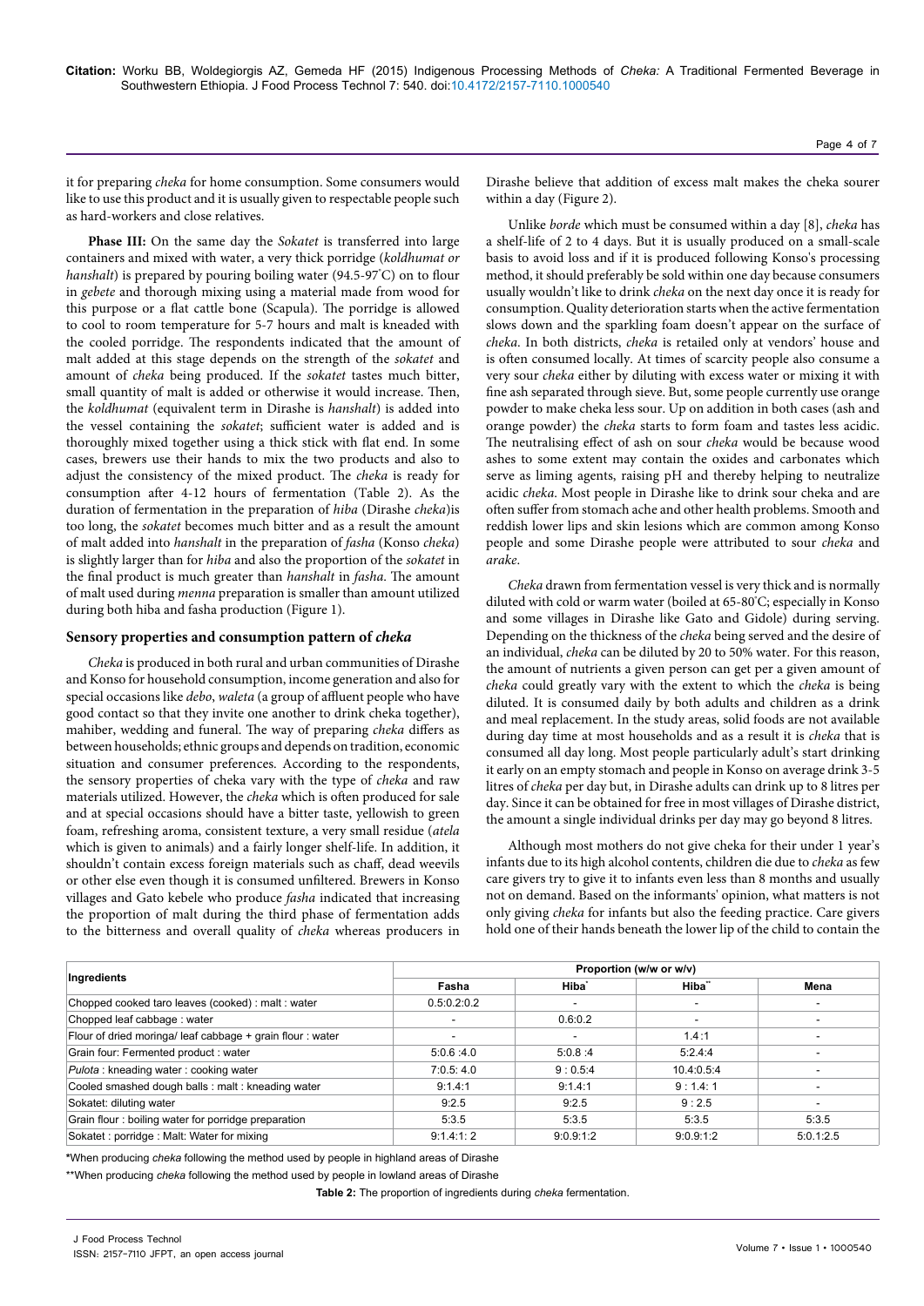it for preparing *cheka* for home consumption. Some consumers would like to use this product and it is usually given to respectable people such as hard-workers and close relatives.

**Phase III:** On the same day the *Sokatet* is transferred into large containers and mixed with water, a very thick porridge (*koldhumat or hanshalt*) is prepared by pouring boiling water (94.5-97°C) on to flour in *gebete* and thorough mixing using a material made from wood for this purpose or a flat cattle bone (Scapula). The porridge is allowed to cool to room temperature for 5-7 hours and malt is kneaded with the cooled porridge. The respondents indicated that the amount of malt added at this stage depends on the strength of the *sokatet* and amount of *cheka* being produced. If the *sokatet* tastes much bitter, small quantity of malt is added or otherwise it would increase. Then, the *koldhumat* (equivalent term in Dirashe is *hanshalt*) is added into the vessel containing the *sokatet*; sufficient water is added and is thoroughly mixed together using a thick stick with flat end. In some cases, brewers use their hands to mix the two products and also to adjust the consistency of the mixed product. The *cheka* is ready for consumption after 4-12 hours of fermentation (Table 2). As the duration of fermentation in the preparation of *hiba* (Dirashe *cheka*)is too long, the *sokatet* becomes much bitter and as a result the amount of malt added into *hanshalt* in the preparation of *fasha* (Konso *cheka*) is slightly larger than for *hiba* and also the proportion of the *sokatet* in the final product is much greater than *hanshalt* in *fasha*. The amount of malt used during *menna* preparation is smaller than amount utilized during both hiba and fasha production (Figure 1).

## Sensory properties and consumption pattern of *cheka*

*Cheka* is produced in both rural and urban communities of Dirashe and Konso for household consumption, income generation and also for special occasions like *debo*, *waleta* (a group of affluent people who have good contact so that they invite one another to drink cheka together), mahiber, wedding and funeral. The way of preparing *cheka* differs as between households; ethnic groups and depends on tradition, economic situation and consumer preferences. According to the respondents, the sensory properties of cheka vary with the type of *cheka* and raw materials utilized. However, the *cheka* which is often produced for sale and at special occasions should have a bitter taste, yellowish to green foam, refreshing aroma, consistent texture, a very small residue (*atela* which is given to animals) and a fairly longer shelf-life. In addition, it shouldn't contain excess foreign materials such as chaff, dead weevils or other else even though it is consumed unfiltered. Brewers in Konso villages and Gato kebele who produce *fasha* indicated that increasing the proportion of malt during the third phase of fermentation adds to the bitterness and overall quality of *cheka* whereas producers in Dirashe believe that addition of excess malt makes the cheka sourer within a day (Figure 2).

Unlike *borde* which must be consumed within a day [8], *cheka* has a shelf-life of 2 to 4 days. But it is usually produced on a small-scale basis to avoid loss and if it is produced following Konso's processing method, it should preferably be sold within one day because consumers usually wouldn't like to drink *cheka* on the next day once it is ready for consumption. Quality deterioration starts when the active fermentation slows down and the sparkling foam doesn't appear on the surface of *cheka*. In both districts, *cheka* is retailed only at vendors' house and is often consumed locally. At times of scarcity people also consume a very sour *cheka* either by diluting with excess water or mixing it with fine ash separated through sieve. But, some people currently use orange powder to make cheka less sour. Up on addition in both cases (ash and orange powder) the *cheka* starts to form foam and tastes less acidic. The neutralising effect of ash on sour *cheka* would be because wood ashes to some extent may contain the oxides and carbonates which serve as liming agents, raising pH and thereby helping to neutralize acidic *cheka*. Most people in Dirashe like to drink sour cheka and are often suffer from stomach ache and other health problems. Smooth and reddish lower lips and skin lesions which are common among Konso people and some Dirashe people were attributed to sour *cheka* and *arake*.

*Cheka* drawn from fermentation vessel is very thick and is normally diluted with cold or warm water (boiled at 65-80°C; especially in Konso and some villages in Dirashe like Gato and Gidole) during serving. Depending on the thickness of the *cheka* being served and the desire of an individual, *cheka* can be diluted by 20 to 50% water. For this reason, the amount of nutrients a given person can get per a given amount of *cheka* could greatly vary with the extent to which the *cheka* is being diluted. It is consumed daily by both adults and children as a drink and meal replacement. In the study areas, solid foods are not available during day time at most households and as a result it is *cheka* that is consumed all day long. Most people particularly adult's start drinking it early on an empty stomach and people in Konso on average drink 3-5 litres of *cheka* per day but, in Dirashe adults can drink up to 8 litres per day. Since it can be obtained for free in most villages of Dirashe district, the amount a single individual drinks per day may go beyond 8 litres.

Although most mothers do not give cheka for their under 1 year's infants due to its high alcohol contents, children die due to *cheka* as few care givers try to give it to infants even less than 8 months and usually not on demand. Based on the informants' opinion, what matters is not only giving *cheka* for infants but also the feeding practice. Care givers hold one of their hands beneath the lower lip of the child to contain the

| Ingredients | Proportion (w/w or w/v) | | | |
|---|---|---|---|---|
| | Fasha | Hiba* | Hiba** | Mena |
| Chopped cooked taro leaves (cooked) : malt : water | 0.5:0.2:0.2 | - | - | - |
| Chopped leaf cabbage : water | - | 0.6:0.2 | - | - |
| Flour of dried moringa/ leaf cabbage + grain flour : water | - | - | 1.4:1 | - |
| Grain four: Fermented product : water | 5:0.6 :4.0 | 5:0.8 :4 | 5:2.4:4 | - |
| *Pulota* : kneading water : cooking water | 7:0.5: 4.0 | 9 : 0.5:4 | 10.4:0.5:4 | - |
| Cooled smashed dough balls : malt : kneading water | 9:1.4:1 | 9:1.4:1 | 9 : 1.4: 1 | - |
| Sokatet: diluting water | 9:2.5 | 9:2.5 | 9 : 2.5 | - |
| Grain flour : boiling water for porridge preparation | 5:3.5 | 5:3.5 | 5:3.5 | 5:3.5 |
| Sokatet : porridge : Malt: Water for mixing | 9:1.4:1: 2 | 9:0.9:1:2 | 9:0.9:1:2 | 5:0.1:2.5 |

*When producing *cheka* following the method used by people in highland areas of Dirashe

**When producing *cheka* following the method used by people in lowland areas of Dirashe

**Table 2:** The proportion of ingredients during *cheka* fermentation.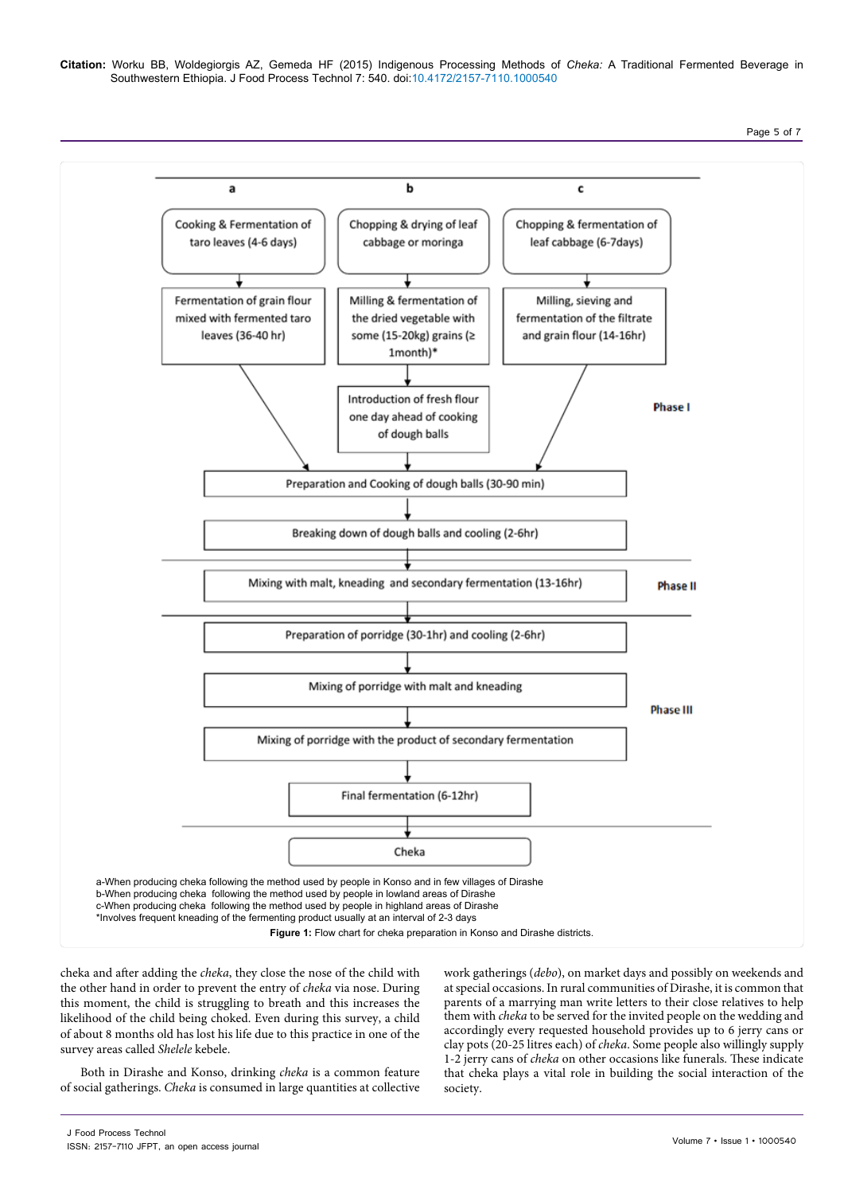**a**

Cooking & Fermentation of taro leaves (4-6 days)

↓

Fermentation of grain flour mixed with fermented taro leaves (36-40 hr)

**b**

Chopping & drying of leaf cabbage or moringa

↓

Milling & fermentation of the dried vegetable with some (15-20kg) grains (≥ 1month)*

↓

Introduction of fresh flour one day ahead of cooking of dough balls

**c**

Chopping & fermentation of leaf cabbage (6-7days)

↓

Milling, sieving and fermentation of the filtrate and grain flour (14-16hr)

**Phase I**

Preparation and Cooking of dough balls (30-90 min)

↓

Breaking down of dough balls and cooling (2-6hr)

**Phase II**

Mixing with malt, kneading and secondary fermentation (13-16hr)

**Phase III**

Preparation of porridge (30-1hr) and cooling (2-6hr)

↓

Mixing of porridge with malt and kneading

↓

Mixing of porridge with the product of secondary fermentation

↓

Final fermentation (6-12hr)

↓

Cheka

a-When producing cheka following the method used by people in Konso and in few villages of Dirashe
b-When producing cheka following the method used by people in lowland areas of Dirashe
c-When producing cheka following the method used by people in highland areas of Dirashe
*Involves frequent kneading of the fermenting product usually at an interval of 2-3 days

**Figure 1:** Flow chart for cheka preparation in Konso and Dirashe districts.

cheka and after adding the *cheka*, they close the nose of the child with the other hand in order to prevent the entry of *cheka* via nose. During this moment, the child is struggling to breath and this increases the likelihood of the child being choked. Even during this survey, a child of about 8 months old has lost his life due to this practice in one of the survey areas called *Shelele* kebele.

Both in Dirashe and Konso, drinking *cheka* is a common feature of social gatherings. *Cheka* is consumed in large quantities at collective work gatherings (*debo*), on market days and possibly on weekends and at special occasions. In rural communities of Dirashe, it is common that parents of a marrying man write letters to their close relatives to help them with *cheka* to be served for the invited people on the wedding and accordingly every requested household provides up to 6 jerry cans or clay pots (20-25 litres each) of *cheka*. Some people also willingly supply 1-2 jerry cans of *cheka* on other occasions like funerals. These indicate that cheka plays a vital role in building the social interaction of the society.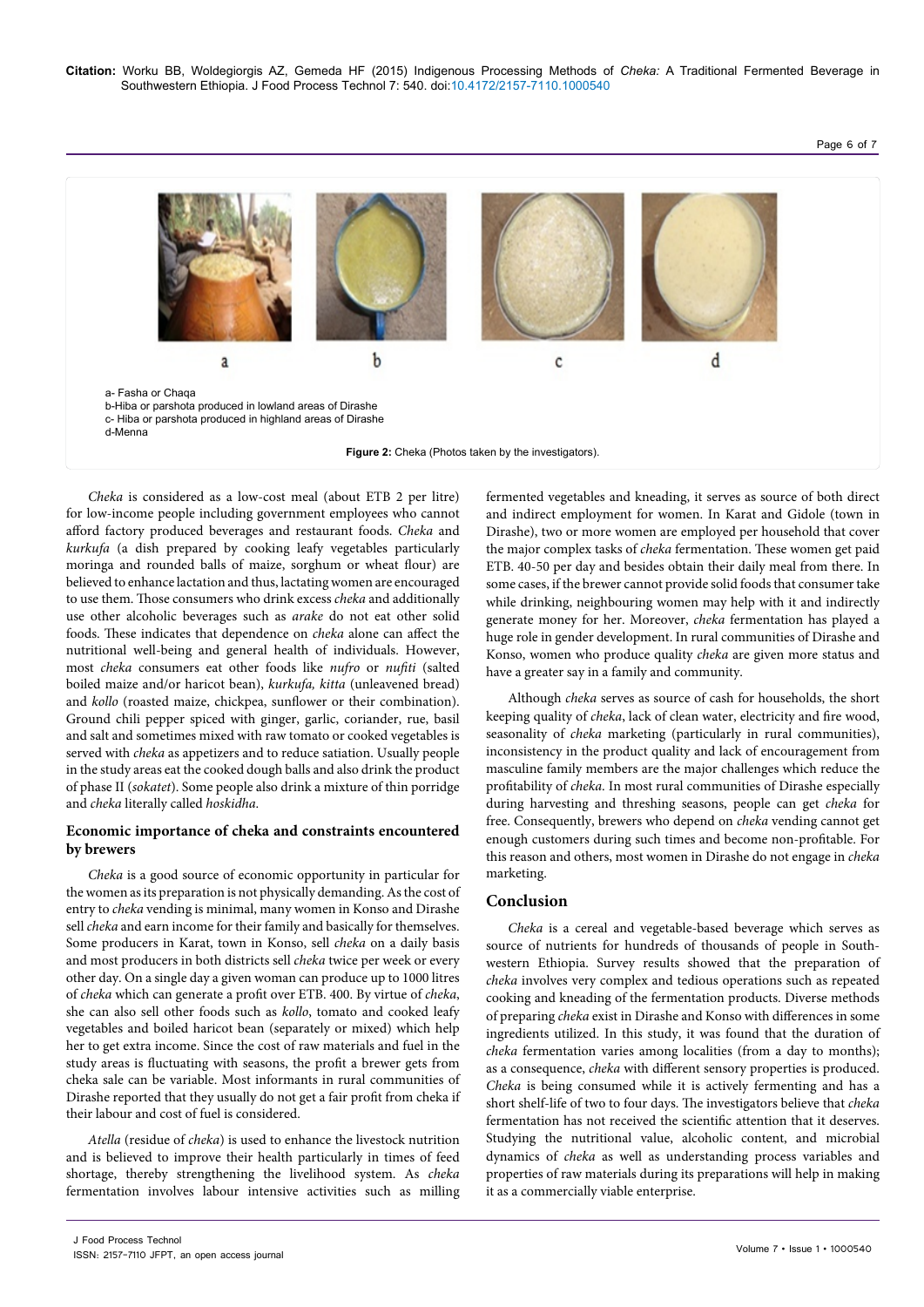a- Fasha or Chaqa
b-Hiba or parshota produced in lowland areas of Dirashe
c- Hiba or parshota produced in highland areas of Dirashe
d-Menna

**Figure 2:** Cheka (Photos taken by the investigators).

*Cheka* is considered as a low-cost meal (about ETB 2 per litre) for low-income people including government employees who cannot afford factory produced beverages and restaurant foods. *Cheka* and *kurkufa* (a dish prepared by cooking leafy vegetables particularly moringa and rounded balls of maize, sorghum or wheat flour) are believed to enhance lactation and thus, lactating women are encouraged to use them. Those consumers who drink excess *cheka* and additionally use other alcoholic beverages such as *arake* do not eat other solid foods. These indicates that dependence on *cheka* alone can affect the nutritional well-being and general health of individuals. However, most *cheka* consumers eat other foods like *nufro* or *nufiti* (salted boiled maize and/or haricot bean), *kurkufa, kitta* (unleavened bread) and *kollo* (roasted maize, chickpea, sunflower or their combination). Ground chili pepper spiced with ginger, garlic, coriander, rue, basil and salt and sometimes mixed with raw tomato or cooked vegetables is served with *cheka* as appetizers and to reduce satiation. Usually people in the study areas eat the cooked dough balls and also drink the product of phase II (*sokatet*). Some people also drink a mixture of thin porridge and *cheka* literally called *hoskidha*.

## Economic importance of cheka and constraints encountered by brewers

*Cheka* is a good source of economic opportunity in particular for the women as its preparation is not physically demanding. As the cost of entry to *cheka* vending is minimal, many women in Konso and Dirashe sell *cheka* and earn income for their family and basically for themselves. Some producers in Karat, town in Konso, sell *cheka* on a daily basis and most producers in both districts sell *cheka* twice per week or every other day. On a single day a given woman can produce up to 1000 litres of *cheka* which can generate a profit over ETB. 400. By virtue of *cheka*, she can also sell other foods such as *kollo*, tomato and cooked leafy vegetables and boiled haricot bean (separately or mixed) which help her to get extra income. Since the cost of raw materials and fuel in the study areas is fluctuating with seasons, the profit a brewer gets from cheka sale can be variable. Most informants in rural communities of Dirashe reported that they usually do not get a fair profit from cheka if their labour and cost of fuel is considered.

*Atella* (residue of *cheka*) is used to enhance the livestock nutrition and is believed to improve their health particularly in times of feed shortage, thereby strengthening the livelihood system. As *cheka* fermentation involves labour intensive activities such as milling fermented vegetables and kneading, it serves as source of both direct and indirect employment for women. In Karat and Gidole (town in Dirashe), two or more women are employed per household that cover the major complex tasks of *cheka* fermentation. These women get paid ETB. 40-50 per day and besides obtain their daily meal from there. In some cases, if the brewer cannot provide solid foods that consumer take while drinking, neighbouring women may help with it and indirectly generate money for her. Moreover, *cheka* fermentation has played a huge role in gender development. In rural communities of Dirashe and Konso, women who produce quality *cheka* are given more status and have a greater say in a family and community.

Although *cheka* serves as source of cash for households, the short keeping quality of *cheka*, lack of clean water, electricity and fire wood, seasonality of *cheka* marketing (particularly in rural communities), inconsistency in the product quality and lack of encouragement from masculine family members are the major challenges which reduce the profitability of *cheka*. In most rural communities of Dirashe especially during harvesting and threshing seasons, people can get *cheka* for free. Consequently, brewers who depend on *cheka* vending cannot get enough customers during such times and become non-profitable. For this reason and others, most women in Dirashe do not engage in *cheka* marketing.

## Conclusion

*Cheka* is a cereal and vegetable-based beverage which serves as source of nutrients for hundreds of thousands of people in South-western Ethiopia. Survey results showed that the preparation of *cheka* involves very complex and tedious operations such as repeated cooking and kneading of the fermentation products. Diverse methods of preparing *cheka* exist in Dirashe and Konso with differences in some ingredients utilized. In this study, it was found that the duration of *cheka* fermentation varies among localities (from a day to months); as a consequence, *cheka* with different sensory properties is produced. *Cheka* is being consumed while it is actively fermenting and has a short shelf-life of two to four days. The investigators believe that *cheka* fermentation has not received the scientific attention that it deserves. Studying the nutritional value, alcoholic content, and microbial dynamics of *cheka* as well as understanding process variables and properties of raw materials during its preparations will help in making it as a commercially viable enterprise.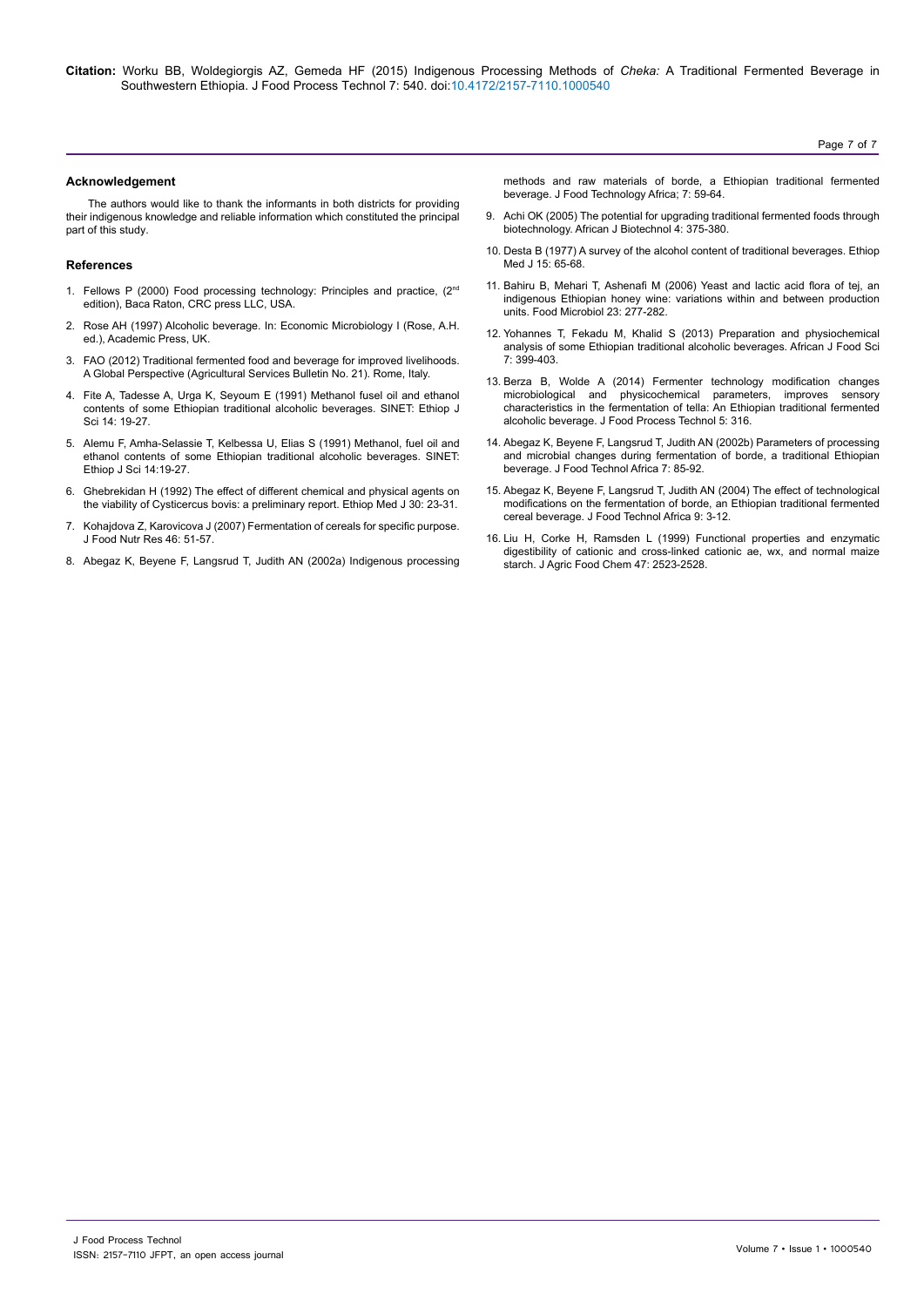## Acknowledgement

The authors would like to thank the informants in both districts for providing their indigenous knowledge and reliable information which constituted the principal part of this study.

## References

1. Fellows P (2000) Food processing technology: Principles and practice, (2nd edition), Baca Raton, CRC press LLC, USA.
2. Rose AH (1997) Alcoholic beverage. In: Economic Microbiology I (Rose, A.H. ed.), Academic Press, UK.
3. FAO (2012) Traditional fermented food and beverage for improved livelihoods. A Global Perspective (Agricultural Services Bulletin No. 21). Rome, Italy.
4. Fite A, Tadesse A, Urga K, Seyoum E (1991) Methanol fusel oil and ethanol contents of some Ethiopian traditional alcoholic beverages. SINET: Ethiop J Sci 14: 19-27.
5. Alemu F, Amha-Selassie T, Kelbessa U, Elias S (1991) Methanol, fuel oil and ethanol contents of some Ethiopian traditional alcoholic beverages. SINET: Ethiop J Sci 14:19-27.
6. Ghebrekidan H (1992) The effect of different chemical and physical agents on the viability of Cysticercus bovis: a preliminary report. Ethiop Med J 30: 23-31.
7. Kohajdova Z, Karovicova J (2007) Fermentation of cereals for specific purpose. J Food Nutr Res 46: 51-57.
8. Abegaz K, Beyene F, Langsrud T, Judith AN (2002a) Indigenous processing methods and raw materials of borde, a Ethiopian traditional fermented beverage. J Food Technology Africa; 7: 59-64.
9. Achi OK (2005) The potential for upgrading traditional fermented foods through biotechnology. African J Biotechnol 4: 375-380.
10. Desta B (1977) A survey of the alcohol content of traditional beverages. Ethiop Med J 15: 65-68.
11. Bahiru B, Mehari T, Ashenafi M (2006) Yeast and lactic acid flora of tej, an indigenous Ethiopian honey wine: variations within and between production units. Food Microbiol 23: 277-282.
12. Yohannes T, Fekadu M, Khalid S (2013) Preparation and physiochemical analysis of some Ethiopian traditional alcoholic beverages. African J Food Sci 7: 399-403.
13. Berza B, Wolde A (2014) Fermenter technology modification changes microbiological and physicochemical parameters, improves sensory characteristics in the fermentation of tella: An Ethiopian traditional fermented alcoholic beverage. J Food Process Technol 5: 316.
14. Abegaz K, Beyene F, Langsrud T, Judith AN (2002b) Parameters of processing and microbial changes during fermentation of borde, a traditional Ethiopian beverage. J Food Technol Africa 7: 85-92.
15. Abegaz K, Beyene F, Langsrud T, Judith AN (2004) The effect of technological modifications on the fermentation of borde, an Ethiopian traditional fermented cereal beverage. J Food Technol Africa 9: 3-12.
16. Liu H, Corke H, Ramsden L (1999) Functional properties and enzymatic digestibility of cationic and cross-linked cationic ae, wx, and normal maize starch. J Agric Food Chem 47: 2523-2528.